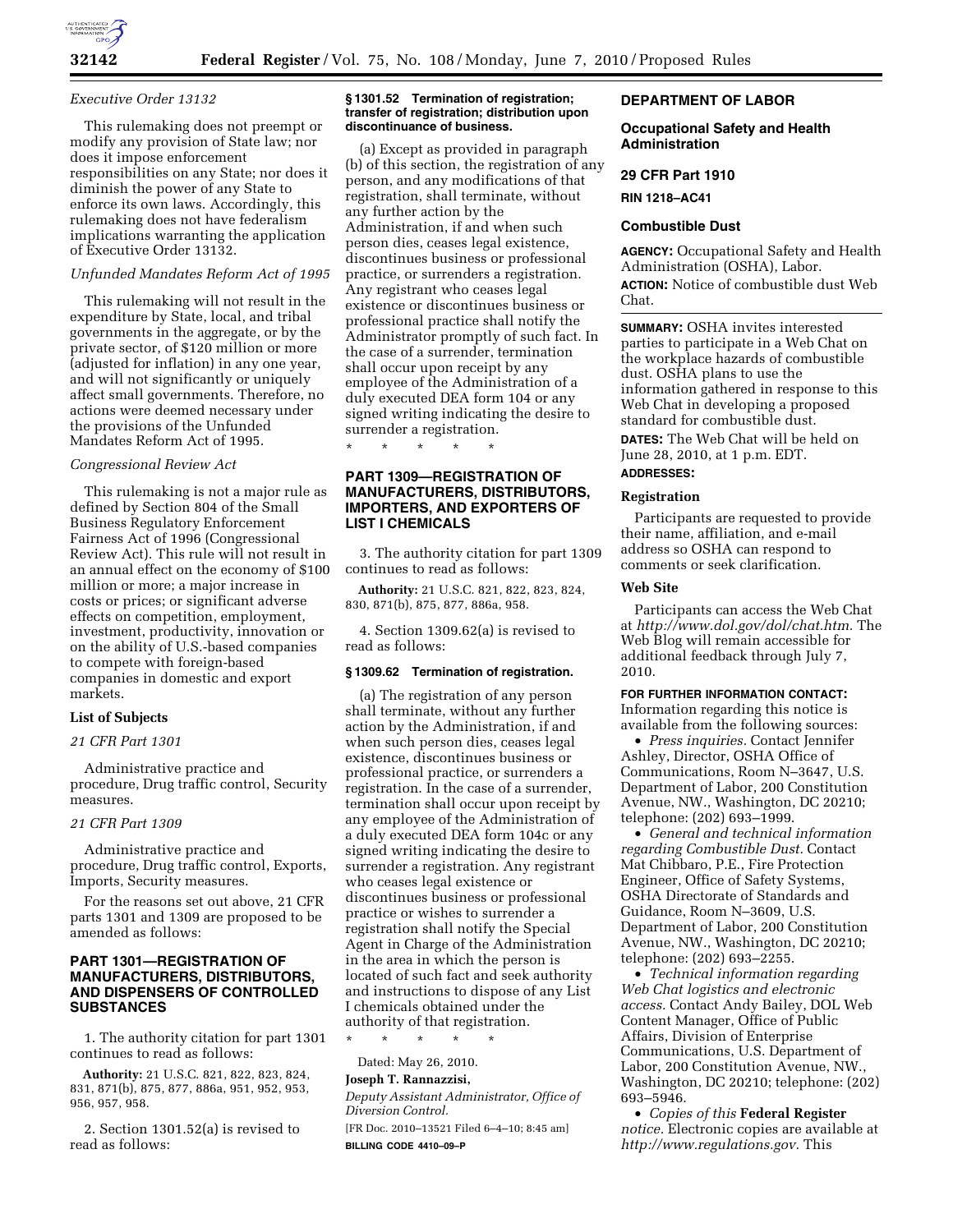*Executive Order 13132*

This rulemaking does not preempt or modify any provision of State law; nor does it impose enforcement responsibilities on any State; nor does it diminish the power of any State to enforce its own laws. Accordingly, this rulemaking does not have federalism implications warranting the application of Executive Order 13132.

*Unfunded Mandates Reform Act of 1995*

This rulemaking will not result in the expenditure by State, local, and tribal governments in the aggregate, or by the private sector, of $120 million or more (adjusted for inflation) in any one year, and will not significantly or uniquely affect small governments. Therefore, no actions were deemed necessary under the provisions of the Unfunded Mandates Reform Act of 1995.

*Congressional Review Act*

This rulemaking is not a major rule as defined by Section 804 of the Small Business Regulatory Enforcement Fairness Act of 1996 (Congressional Review Act). This rule will not result in an annual effect on the economy of $100 million or more; a major increase in costs or prices; or significant adverse effects on competition, employment, investment, productivity, innovation or on the ability of U.S.-based companies to compete with foreign-based companies in domestic and export markets.

**List of Subjects**

*21 CFR Part 1301*

Administrative practice and procedure, Drug traffic control, Security measures.

*21 CFR Part 1309*

Administrative practice and procedure, Drug traffic control, Exports, Imports, Security measures.

For the reasons set out above, 21 CFR parts 1301 and 1309 are proposed to be amended as follows:

## PART 1301—REGISTRATION OF MANUFACTURERS, DISTRIBUTORS, AND DISPENSERS OF CONTROLLED SUBSTANCES

1. The authority citation for part 1301 continues to read as follows:

**Authority:** 21 U.S.C. 821, 822, 823, 824, 831, 871(b), 875, 877, 886a, 951, 952, 953, 956, 957, 958.

2. Section 1301.52(a) is revised to read as follows:

**§ 1301.52 Termination of registration; transfer of registration; distribution upon discontinuance of business.**

(a) Except as provided in paragraph (b) of this section, the registration of any person, and any modifications of that registration, shall terminate, without any further action by the Administration, if and when such person dies, ceases legal existence, discontinues business or professional practice, or surrenders a registration. Any registrant who ceases legal existence or discontinues business or professional practice shall notify the Administrator promptly of such fact. In the case of a surrender, termination shall occur upon receipt by any employee of the Administration of a duly executed DEA form 104 or any signed writing indicating the desire to surrender a registration.

\* \* \* \* \*

## PART 1309—REGISTRATION OF MANUFACTURERS, DISTRIBUTORS, IMPORTERS, AND EXPORTERS OF LIST I CHEMICALS

3. The authority citation for part 1309 continues to read as follows:

**Authority:** 21 U.S.C. 821, 822, 823, 824, 830, 871(b), 875, 877, 886a, 958.

4. Section 1309.62(a) is revised to read as follows:

**§ 1309.62 Termination of registration.**

(a) The registration of any person shall terminate, without any further action by the Administration, if and when such person dies, ceases legal existence, discontinues business or professional practice, or surrenders a registration. In the case of a surrender, termination shall occur upon receipt by any employee of the Administration of a duly executed DEA form 104c or any signed writing indicating the desire to surrender a registration. Any registrant who ceases legal existence or discontinues business or professional practice or wishes to surrender a registration shall notify the Special Agent in Charge of the Administration in the area in which the person is located of such fact and seek authority and instructions to dispose of any List I chemicals obtained under the authority of that registration.

\* \* \* \* \*

Dated: May 26, 2010.

**Joseph T. Rannazzisi,**

*Deputy Assistant Administrator, Office of Diversion Control.*

[FR Doc. 2010–13521 Filed 6–4–10; 8:45 am]

**BILLING CODE 4410–09–P**

## DEPARTMENT OF LABOR

### Occupational Safety and Health Administration

### 29 CFR Part 1910

**RIN 1218–AC41**

### Combustible Dust

**AGENCY:** Occupational Safety and Health Administration (OSHA), Labor.

**ACTION:** Notice of combustible dust Web Chat.

**SUMMARY:** OSHA invites interested parties to participate in a Web Chat on the workplace hazards of combustible dust. OSHA plans to use the information gathered in response to this Web Chat in developing a proposed standard for combustible dust.

**DATES:** The Web Chat will be held on June 28, 2010, at 1 p.m. EDT.

**ADDRESSES:**

**Registration**

Participants are requested to provide their name, affiliation, and e-mail address so OSHA can respond to comments or seek clarification.

**Web Site**

Participants can access the Web Chat at *http://www.dol.gov/dol/chat.htm.* The Web Blog will remain accessible for additional feedback through July 7, 2010.

**FOR FURTHER INFORMATION CONTACT:** Information regarding this notice is available from the following sources:

- *Press inquiries.* Contact Jennifer Ashley, Director, OSHA Office of Communications, Room N–3647, U.S. Department of Labor, 200 Constitution Avenue, NW., Washington, DC 20210; telephone: (202) 693–1999.
- *General and technical information regarding Combustible Dust.* Contact Mat Chibbaro, P.E., Fire Protection Engineer, Office of Safety Systems, OSHA Directorate of Standards and Guidance, Room N–3609, U.S. Department of Labor, 200 Constitution Avenue, NW., Washington, DC 20210; telephone: (202) 693–2255.
- *Technical information regarding Web Chat logistics and electronic access.* Contact Andy Bailey, DOL Web Content Manager, Office of Public Affairs, Division of Enterprise Communications, U.S. Department of Labor, 200 Constitution Avenue, NW., Washington, DC 20210; telephone: (202) 693–5946.
- *Copies of this* **Federal Register** *notice.* Electronic copies are available at *http://www.regulations.gov.* This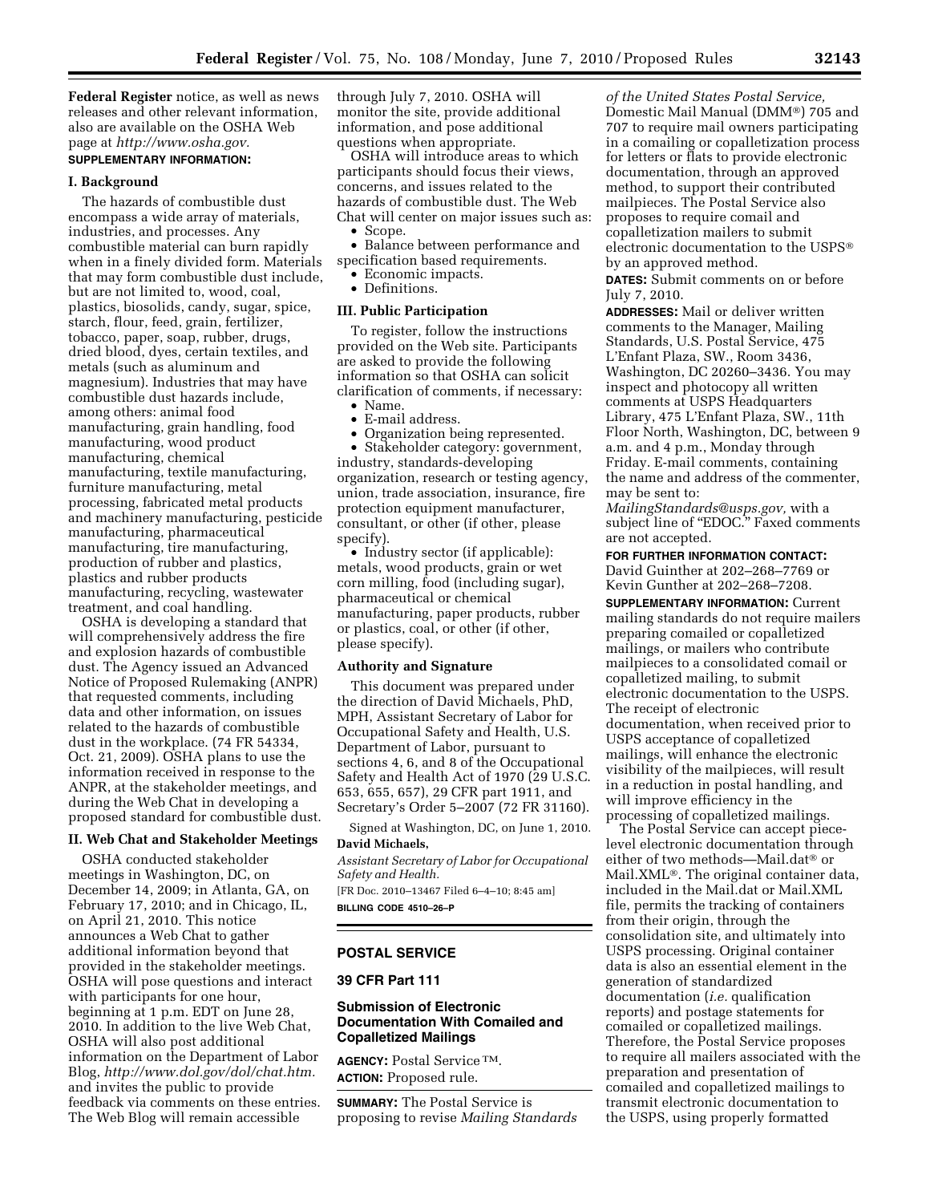**Federal Register** notice, as well as news releases and other relevant information, also are available on the OSHA Web page at *http://www.osha.gov.*

**SUPPLEMENTARY INFORMATION:**

## I. Background

The hazards of combustible dust encompass a wide array of materials, industries, and processes. Any combustible material can burn rapidly when in a finely divided form. Materials that may form combustible dust include, but are not limited to, wood, coal, plastics, biosolids, candy, sugar, spice, starch, flour, feed, grain, fertilizer, tobacco, paper, soap, rubber, drugs, dried blood, dyes, certain textiles, and metals (such as aluminum and magnesium). Industries that may have combustible dust hazards include, among others: animal food manufacturing, grain handling, food manufacturing, wood product manufacturing, chemical manufacturing, textile manufacturing, furniture manufacturing, metal processing, fabricated metal products and machinery manufacturing, pesticide manufacturing, pharmaceutical manufacturing, tire manufacturing, production of rubber and plastics, plastics and rubber products manufacturing, recycling, wastewater treatment, and coal handling.

OSHA is developing a standard that will comprehensively address the fire and explosion hazards of combustible dust. The Agency issued an Advanced Notice of Proposed Rulemaking (ANPR) that requested comments, including data and other information, on issues related to the hazards of combustible dust in the workplace. (74 FR 54334, Oct. 21, 2009). OSHA plans to use the information received in response to the ANPR, at the stakeholder meetings, and during the Web Chat in developing a proposed standard for combustible dust.

## II. Web Chat and Stakeholder Meetings

OSHA conducted stakeholder meetings in Washington, DC, on December 14, 2009; in Atlanta, GA, on February 17, 2010; and in Chicago, IL, on April 21, 2010. This notice announces a Web Chat to gather additional information beyond that provided in the stakeholder meetings. OSHA will pose questions and interact with participants for one hour, beginning at 1 p.m. EDT on June 28, 2010. In addition to the live Web Chat, OSHA will also post additional information on the Department of Labor Blog, *http://www.dol.gov/dol/chat.htm.* and invites the public to provide feedback via comments on these entries. The Web Blog will remain accessible through July 7, 2010. OSHA will monitor the site, provide additional information, and pose additional questions when appropriate.

OSHA will introduce areas to which participants should focus their views, concerns, and issues related to the hazards of combustible dust. The Web Chat will center on major issues such as:

- Scope.
- Balance between performance and specification based requirements.
- Economic impacts.
- Definitions.

## III. Public Participation

To register, follow the instructions provided on the Web site. Participants are asked to provide the following information so that OSHA can solicit clarification of comments, if necessary:

- Name.
- E-mail address.
- Organization being represented.
- Stakeholder category: government, industry, standards-developing organization, research or testing agency, union, trade association, insurance, fire protection equipment manufacturer, consultant, or other (if other, please specify).
- Industry sector (if applicable): metals, wood products, grain or wet corn milling, food (including sugar), pharmaceutical or chemical manufacturing, paper products, rubber or plastics, coal, or other (if other, please specify).

## Authority and Signature

This document was prepared under the direction of David Michaels, PhD, MPH, Assistant Secretary of Labor for Occupational Safety and Health, U.S. Department of Labor, pursuant to sections 4, 6, and 8 of the Occupational Safety and Health Act of 1970 (29 U.S.C. 653, 655, 657), 29 CFR part 1911, and Secretary's Order 5–2007 (72 FR 31160).

Signed at Washington, DC, on June 1, 2010.

**David Michaels,**

*Assistant Secretary of Labor for Occupational Safety and Health.*

[FR Doc. 2010–13467 Filed 6–4–10; 8:45 am]

**BILLING CODE 4510–26–P**

---

# POSTAL SERVICE

## 39 CFR Part 111

## Submission of Electronic Documentation With Comailed and Copalletized Mailings

**AGENCY:** Postal Service™.

**ACTION:** Proposed rule.

**SUMMARY:** The Postal Service is proposing to revise *Mailing Standards of the United States Postal Service,* Domestic Mail Manual (DMM®) 705 and 707 to require mail owners participating in a comailing or copalletization process for letters or flats to provide electronic documentation, through an approved method, to support their contributed mailpieces. The Postal Service also proposes to require comail and copalletization mailers to submit electronic documentation to the USPS® by an approved method.

**DATES:** Submit comments on or before July 7, 2010.

**ADDRESSES:** Mail or deliver written comments to the Manager, Mailing Standards, U.S. Postal Service, 475 L'Enfant Plaza, SW., Room 3436, Washington, DC 20260–3436. You may inspect and photocopy all written comments at USPS Headquarters Library, 475 L'Enfant Plaza, SW., 11th Floor North, Washington, DC, between 9 a.m. and 4 p.m., Monday through Friday. E-mail comments, containing the name and address of the commenter, may be sent to: *MailingStandards@usps.gov,* with a subject line of "EDOC." Faxed comments are not accepted.

**FOR FURTHER INFORMATION CONTACT:** David Guinther at 202–268–7769 or Kevin Gunther at 202–268–7208.

**SUPPLEMENTARY INFORMATION:** Current mailing standards do not require mailers preparing comailed or copalletized mailings, or mailers who contribute mailpieces to a consolidated comail or copalletized mailing, to submit electronic documentation to the USPS. The receipt of electronic documentation, when received prior to USPS acceptance of copalletized mailings, will enhance the electronic visibility of the mailpieces, will result in a reduction in postal handling, and will improve efficiency in the processing of copalletized mailings.

The Postal Service can accept piece-level electronic documentation through either of two methods—Mail.dat® or Mail.XML®. The original container data, included in the Mail.dat or Mail.XML file, permits the tracking of containers from their origin, through the consolidation site, and ultimately into USPS processing. Original container data is also an essential element in the generation of standardized documentation (*i.e.* qualification reports) and postage statements for comailed or copalletized mailings. Therefore, the Postal Service proposes to require all mailers associated with the preparation and presentation of comailed and copalletized mailings to transmit electronic documentation to the USPS, using properly formatted